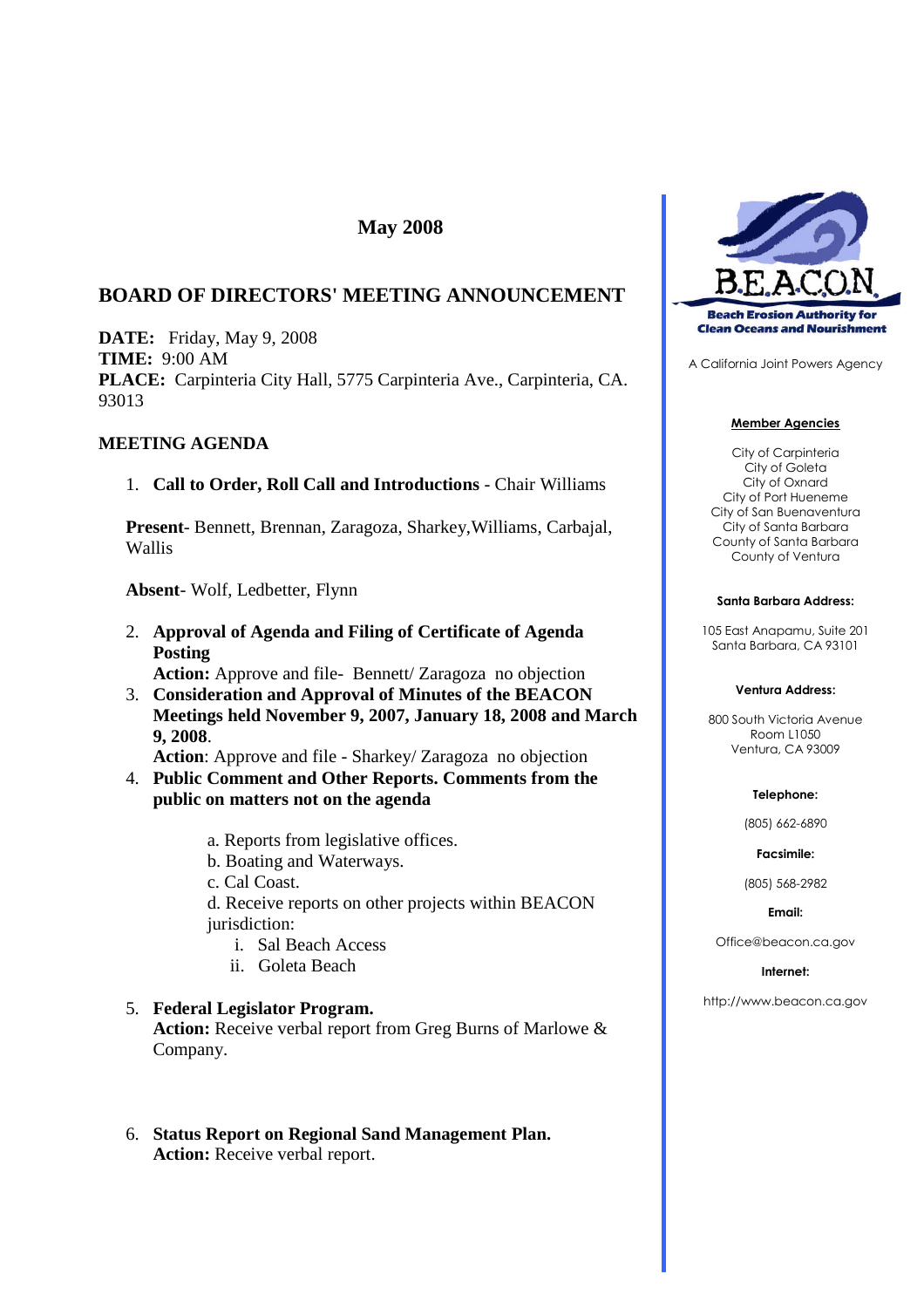## May 2008

## BOARD OF DIRECTORS' MEETING ANNOUNCEMENT

**DATE:** Friday, May 9, 2008
**TIME:** 9:00 AM
**PLACE:** Carpinteria City Hall, 5775 Carpinteria Ave., Carpinteria, CA. 93013

**MEETING AGENDA**

1. **Call to Order, Roll Call and Introductions** - Chair Williams

   **Present**- Bennett, Brennan, Zaragoza, Sharkey,Williams, Carbajal, Wallis

   **Absent**- Wolf, Ledbetter, Flynn

2. **Approval of Agenda and Filing of Certificate of Agenda Posting**
   **Action:** Approve and file- Bennett/ Zaragoza no objection
3. **Consideration and Approval of Minutes of the BEACON Meetings held November 9, 2007, January 18, 2008 and March 9, 2008**.
   **Action**: Approve and file - Sharkey/ Zaragoza no objection
4. **Public Comment and Other Reports. Comments from the public on matters not on the agenda**

   a. Reports from legislative offices.
   b. Boating and Waterways.
   c. Cal Coast.
   d. Receive reports on other projects within BEACON jurisdiction:
      i. Sal Beach Access
      ii. Goleta Beach

5. **Federal Legislator Program.**
   **Action:** Receive verbal report from Greg Burns of Marlowe & Company.

6. **Status Report on Regional Sand Management Plan.**
   **Action:** Receive verbal report.

---

**B.E.A.C.O.N.**
**Beach Erosion Authority for Clean Oceans and Nourishment**

A California Joint Powers Agency

**Member Agencies**

City of Carpinteria
City of Goleta
City of Oxnard
City of Port Hueneme
City of San Buenaventura
City of Santa Barbara
County of Santa Barbara
County of Ventura

**Santa Barbara Address:**

105 East Anapamu, Suite 201
Santa Barbara, CA 93101

**Ventura Address:**

800 South Victoria Avenue
Room L1050
Ventura, CA 93009

**Telephone:**

(805) 662-6890

**Facsimile:**

(805) 568-2982

**Email:**

Office@beacon.ca.gov

**Internet:**

http://www.beacon.ca.gov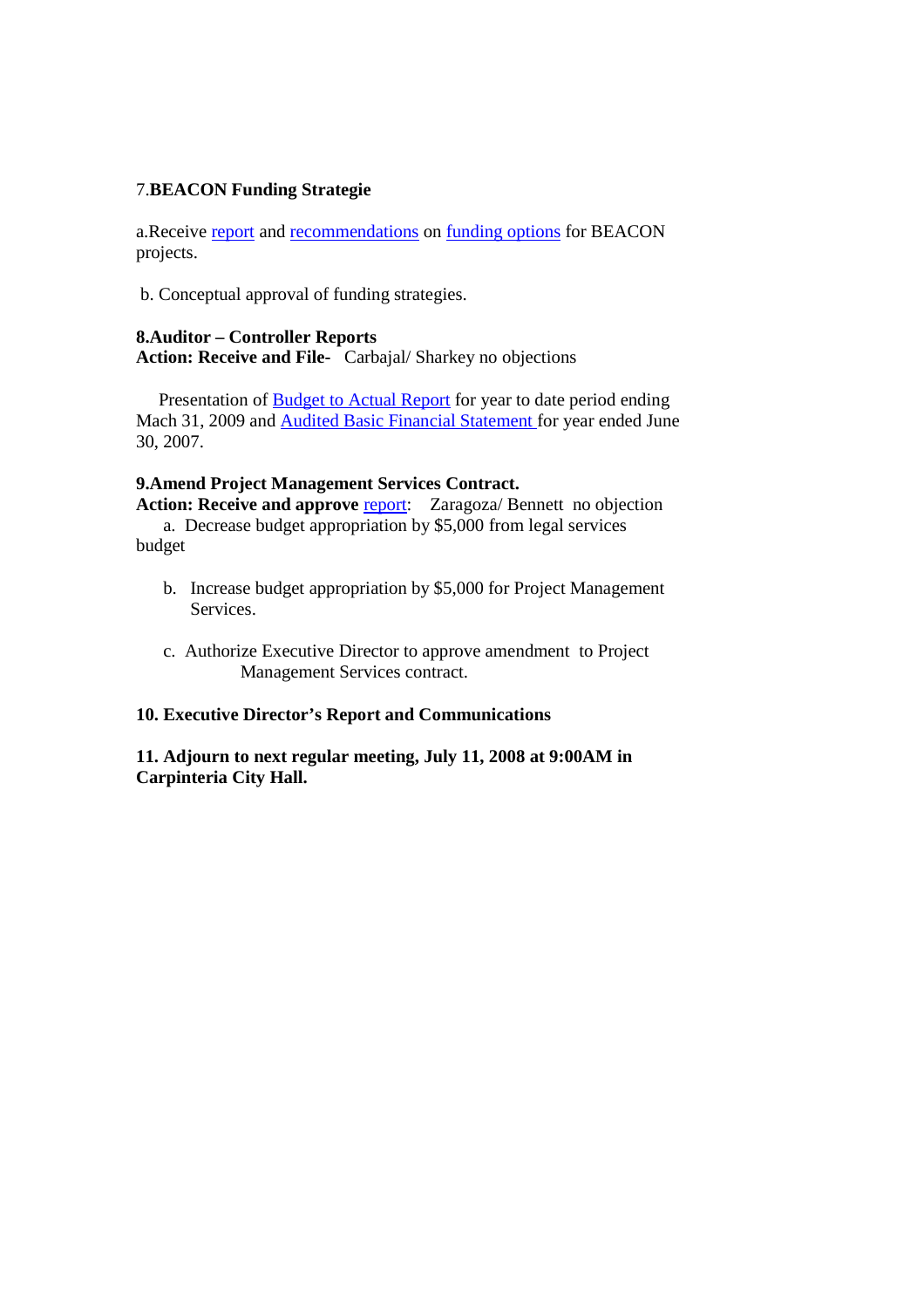7.**BEACON Funding Strategie**

a.Receive report and recommendations on funding options for BEACON projects.

b. Conceptual approval of funding strategies.

**8.Auditor – Controller Reports**
**Action: Receive and File-** Carbajal/ Sharkey no objections

Presentation of Budget to Actual Report for year to date period ending Mach 31, 2009 and Audited Basic Financial Statement for year ended June 30, 2007.

**9.Amend Project Management Services Contract.**
**Action: Receive and approve** report: Zaragoza/ Bennett no objection

a. Decrease budget appropriation by $5,000 from legal services budget

b. Increase budget appropriation by $5,000 for Project Management Services.

c. Authorize Executive Director to approve amendment to Project Management Services contract.

**10. Executive Director's Report and Communications**

**11. Adjourn to next regular meeting, July 11, 2008 at 9:00AM in Carpinteria City Hall.**